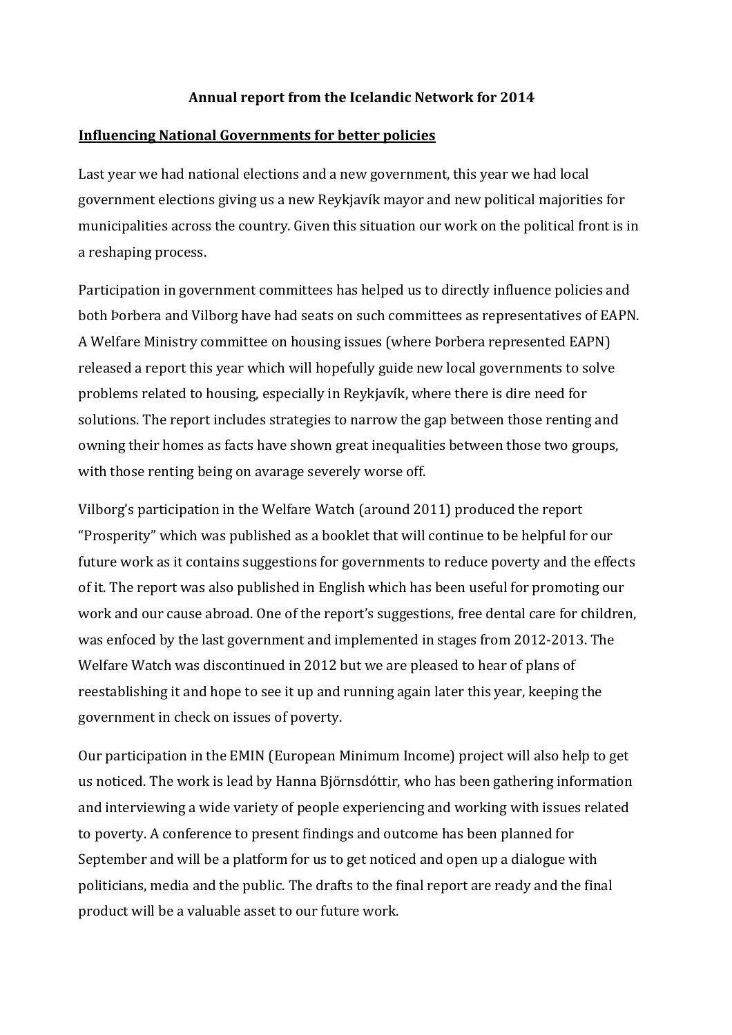**Annual report from the Icelandic Network for 2014**

**Influencing National Governments for better policies**

Last year we had national elections and a new government, this year we had local government elections giving us a new Reykjavík mayor and new political majorities for municipalities across the country. Given this situation our work on the political front is in a reshaping process.

Participation in government committees has helped us to directly influence policies and both Þorbera and Vilborg have had seats on such committees as representatives of EAPN. A Welfare Ministry committee on housing issues (where Þorbera represented EAPN) released a report this year which will hopefully guide new local governments to solve problems related to housing, especially in Reykjavík, where there is dire need for solutions. The report includes strategies to narrow the gap between those renting and owning their homes as facts have shown great inequalities between those two groups, with those renting being on avarage severely worse off.

Vilborg's participation in the Welfare Watch (around 2011) produced the report "Prosperity" which was published as a booklet that will continue to be helpful for our future work as it contains suggestions for governments to reduce poverty and the effects of it. The report was also published in English which has been useful for promoting our work and our cause abroad. One of the report's suggestions, free dental care for children, was enfoced by the last government and implemented in stages from 2012-2013. The Welfare Watch was discontinued in 2012 but we are pleased to hear of plans of reestablishing it and hope to see it up and running again later this year, keeping the government in check on issues of poverty.

Our participation in the EMIN (European Minimum Income) project will also help to get us noticed. The work is lead by Hanna Björnsdóttir, who has been gathering information and interviewing a wide variety of people experiencing and working with issues related to poverty. A conference to present findings and outcome has been planned for September and will be a platform for us to get noticed and open up a dialogue with politicians, media and the public. The drafts to the final report are ready and the final product will be a valuable asset to our future work.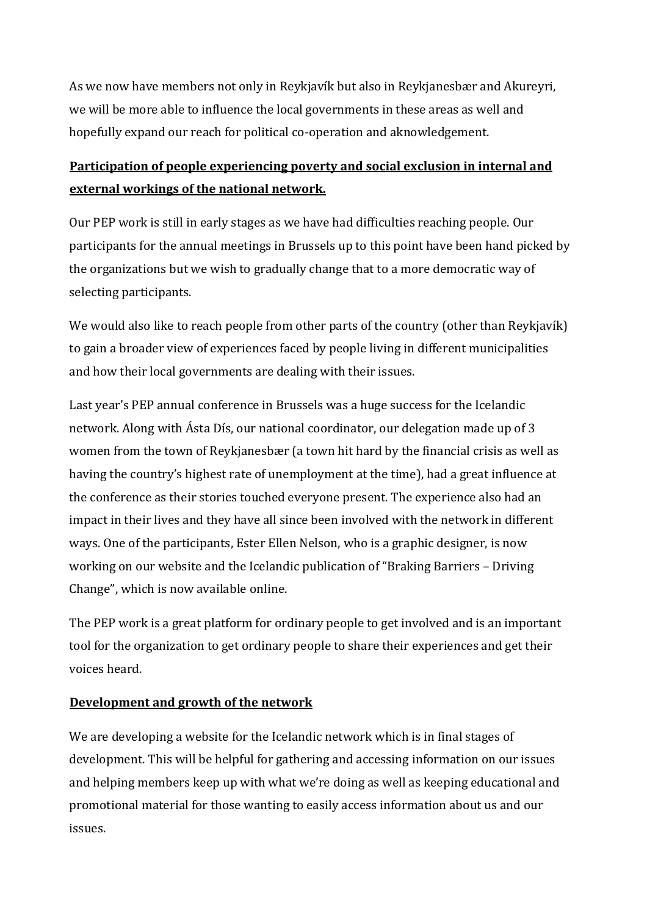As we now have members not only in Reykjavík but also in Reykjanesbær and Akureyri, we will be more able to influence the local governments in these areas as well and hopefully expand our reach for political co-operation and aknowledgement.

**<u>Participation of people experiencing poverty and social exclusion in internal and external workings of the national network.</u>**

Our PEP work is still in early stages as we have had difficulties reaching people. Our participants for the annual meetings in Brussels up to this point have been hand picked by the organizations but we wish to gradually change that to a more democratic way of selecting participants.

We would also like to reach people from other parts of the country (other than Reykjavík) to gain a broader view of experiences faced by people living in different municipalities and how their local governments are dealing with their issues.

Last year's PEP annual conference in Brussels was a huge success for the Icelandic network. Along with Ásta Dís, our national coordinator, our delegation made up of 3 women from the town of Reykjanesbær (a town hit hard by the financial crisis as well as having the country's highest rate of unemployment at the time), had a great influence at the conference as their stories touched everyone present. The experience also had an impact in their lives and they have all since been involved with the network in different ways. One of the participants, Ester Ellen Nelson, who is a graphic designer, is now working on our website and the Icelandic publication of "Braking Barriers – Driving Change", which is now available online.

The PEP work is a great platform for ordinary people to get involved and is an important tool for the organization to get ordinary people to share their experiences and get their voices heard.

**<u>Development and growth of the network</u>**

We are developing a website for the Icelandic network which is in final stages of development. This will be helpful for gathering and accessing information on our issues and helping members keep up with what we're doing as well as keeping educational and promotional material for those wanting to easily access information about us and our issues.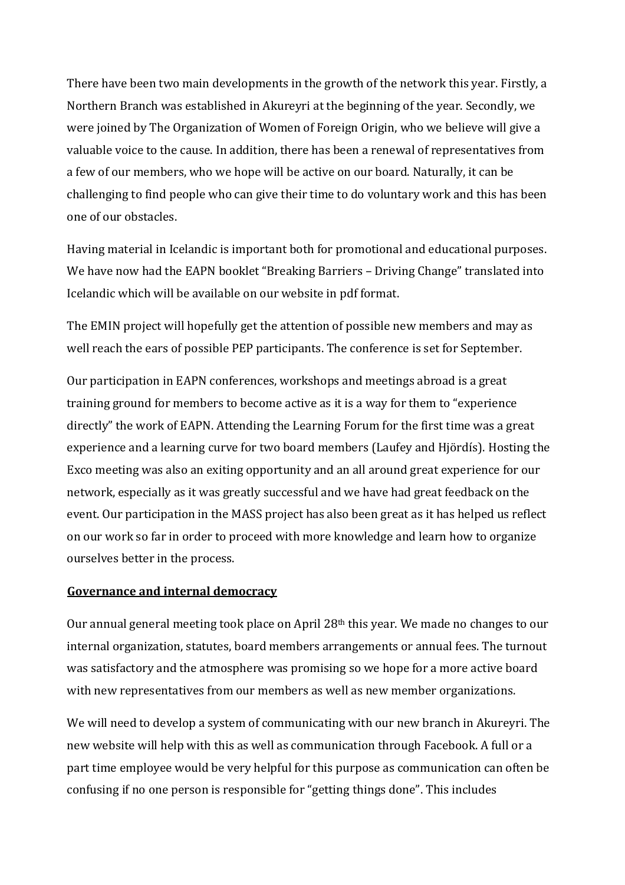There have been two main developments in the growth of the network this year. Firstly, a Northern Branch was established in Akureyri at the beginning of the year. Secondly, we were joined by The Organization of Women of Foreign Origin, who we believe will give a valuable voice to the cause. In addition, there has been a renewal of representatives from a few of our members, who we hope will be active on our board. Naturally, it can be challenging to find people who can give their time to do voluntary work and this has been one of our obstacles.

Having material in Icelandic is important both for promotional and educational purposes. We have now had the EAPN booklet “Breaking Barriers – Driving Change” translated into Icelandic which will be available on our website in pdf format.

The EMIN project will hopefully get the attention of possible new members and may as well reach the ears of possible PEP participants. The conference is set for September.

Our participation in EAPN conferences, workshops and meetings abroad is a great training ground for members to become active as it is a way for them to “experience directly” the work of EAPN. Attending the Learning Forum for the first time was a great experience and a learning curve for two board members (Laufey and Hjördís). Hosting the Exco meeting was also an exiting opportunity and an all around great experience for our network, especially as it was greatly successful and we have had great feedback on the event. Our participation in the MASS project has also been great as it has helped us reflect on our work so far in order to proceed with more knowledge and learn how to organize ourselves better in the process.

**Governance and internal democracy**

Our annual general meeting took place on April 28th this year. We made no changes to our internal organization, statutes, board members arrangements or annual fees. The turnout was satisfactory and the atmosphere was promising so we hope for a more active board with new representatives from our members as well as new member organizations.

We will need to develop a system of communicating with our new branch in Akureyri. The new website will help with this as well as communication through Facebook. A full or a part time employee would be very helpful for this purpose as communication can often be confusing if no one person is responsible for “getting things done”. This includes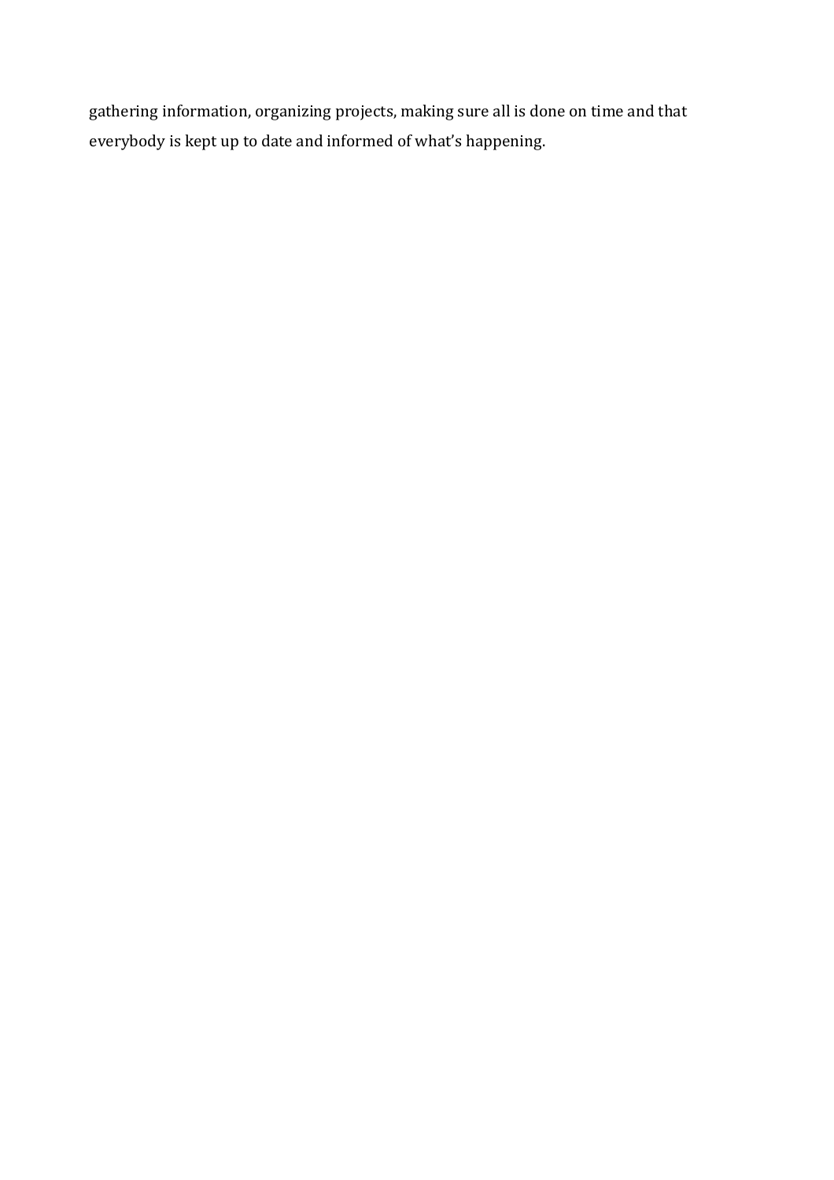gathering information, organizing projects, making sure all is done on time and that everybody is kept up to date and informed of what's happening.